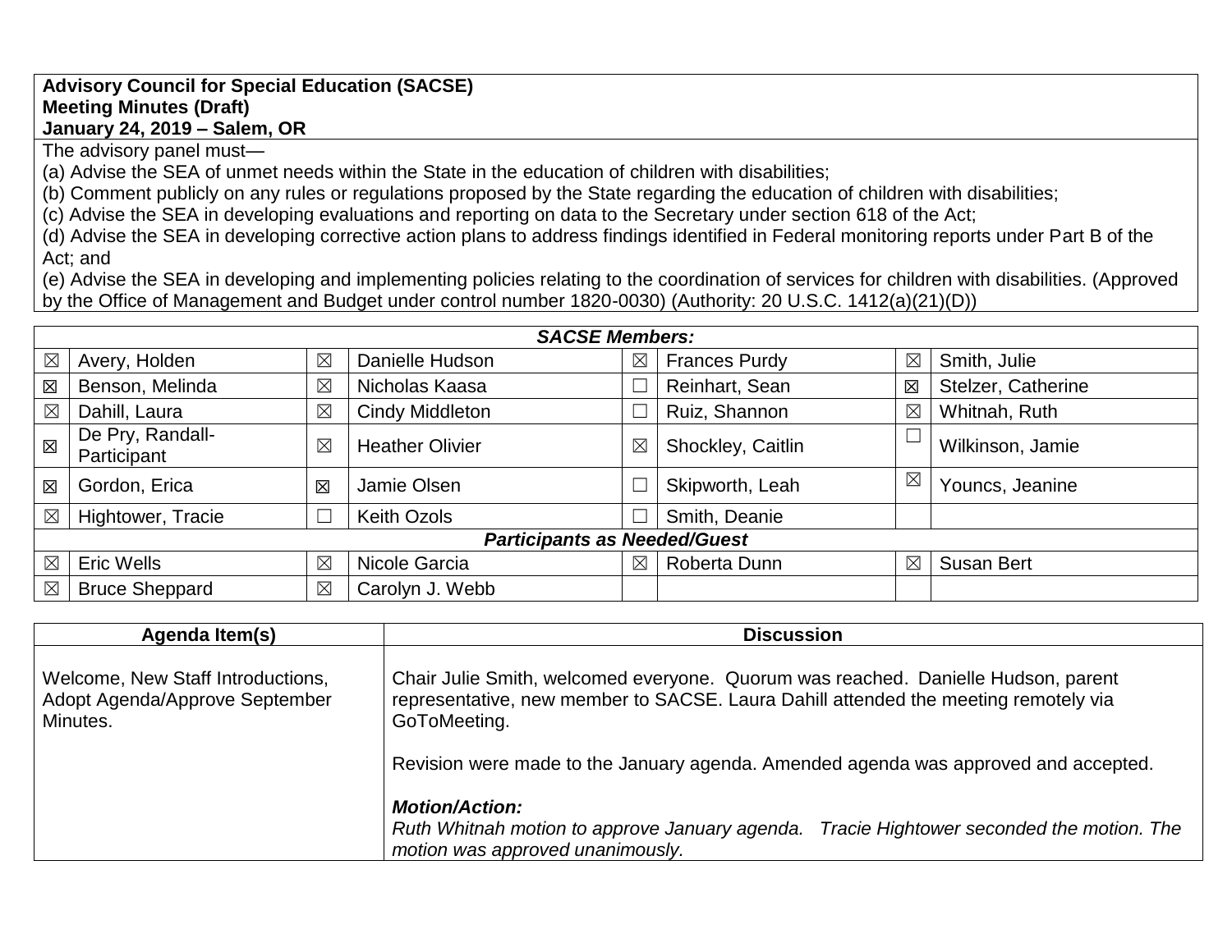**Advisory Council for Special Education (SACSE)**
**Meeting Minutes (Draft)**
**January 24, 2019 – Salem, OR**

The advisory panel must—
(a) Advise the SEA of unmet needs within the State in the education of children with disabilities;
(b) Comment publicly on any rules or regulations proposed by the State regarding the education of children with disabilities;
(c) Advise the SEA in developing evaluations and reporting on data to the Secretary under section 618 of the Act;
(d) Advise the SEA in developing corrective action plans to address findings identified in Federal monitoring reports under Part B of the Act; and
(e) Advise the SEA in developing and implementing policies relating to the coordination of services for children with disabilities. (Approved by the Office of Management and Budget under control number 1820-0030) (Authority: 20 U.S.C. 1412(a)(21)(D))

| ***SACSE Members:*** | | | | | | | |
|---|---|---|---|---|---|---|---|
| ☒ | Avery, Holden | ☒ | Danielle Hudson | ☒ | Frances Purdy | ☒ | Smith, Julie |
| ☒ | Benson, Melinda | ☒ | Nicholas Kaasa | ☐ | Reinhart, Sean | ☒ | Stelzer, Catherine |
| ☒ | Dahill, Laura | ☒ | Cindy Middleton | ☐ | Ruiz, Shannon | ☒ | Whitnah, Ruth |
| ☒ | De Pry, Randall-Participant | ☒ | Heather Olivier | ☒ | Shockley, Caitlin | ☐ | Wilkinson, Jamie |
| ☒ | Gordon, Erica | ☒ | Jamie Olsen | ☐ | Skipworth, Leah | ☒ | Youncs, Jeanine |
| ☒ | Hightower, Tracie | ☐ | Keith Ozols | ☐ | Smith, Deanie | | |
| ***Participants as Needed/Guest*** | | | | | | | |
| ☒ | Eric Wells | ☒ | Nicole Garcia | ☒ | Roberta Dunn | ☒ | Susan Bert |
| ☒ | Bruce Sheppard | ☒ | Carolyn J. Webb | | | | |

| Agenda Item(s) | Discussion |
|---|---|
| Welcome, New Staff Introductions, Adopt Agenda/Approve September Minutes. | Chair Julie Smith, welcomed everyone. Quorum was reached. Danielle Hudson, parent representative, new member to SACSE. Laura Dahill attended the meeting remotely via GoToMeeting.<br><br>Revision were made to the January agenda. Amended agenda was approved and accepted.<br><br>***Motion/Action:***<br>*Ruth Whitnah motion to approve January agenda. Tracie Hightower seconded the motion. The motion was approved unanimously.* |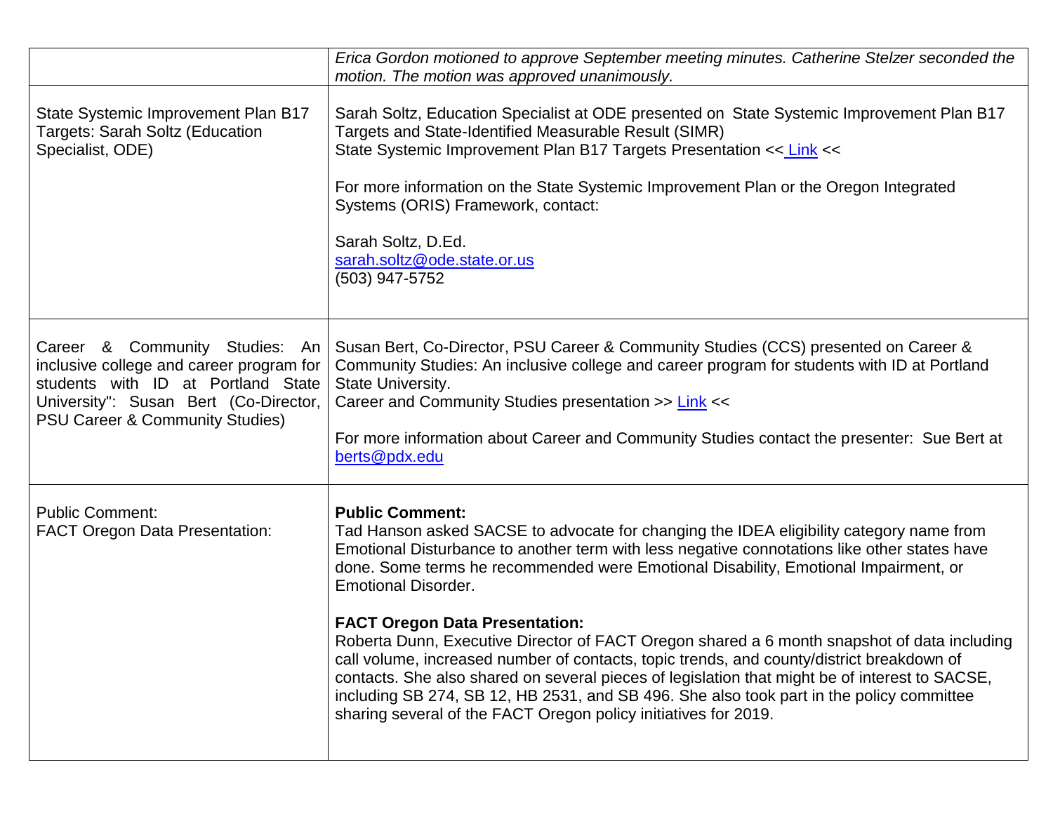| | |
|---|---|
| | *Erica Gordon motioned to approve September meeting minutes. Catherine Stelzer seconded the motion. The motion was approved unanimously.* |
| State Systemic Improvement Plan B17 Targets: Sarah Soltz (Education Specialist, ODE) | Sarah Soltz, Education Specialist at ODE presented on State Systemic Improvement Plan B17 Targets and State-Identified Measurable Result (SIMR)<br>State Systemic Improvement Plan B17 Targets Presentation << Link <<<br><br>For more information on the State Systemic Improvement Plan or the Oregon Integrated Systems (ORIS) Framework, contact:<br><br>Sarah Soltz, D.Ed.<br>sarah.soltz@ode.state.or.us<br>(503) 947-5752 |
| Career & Community Studies: An inclusive college and career program for students with ID at Portland State University": Susan Bert (Co-Director, PSU Career & Community Studies) | Susan Bert, Co-Director, PSU Career & Community Studies (CCS) presented on Career & Community Studies: An inclusive college and career program for students with ID at Portland State University.<br>Career and Community Studies presentation >> Link <<<br><br>For more information about Career and Community Studies contact the presenter: Sue Bert at berts@pdx.edu |
| Public Comment:<br>FACT Oregon Data Presentation: | **Public Comment:**<br>Tad Hanson asked SACSE to advocate for changing the IDEA eligibility category name from Emotional Disturbance to another term with less negative connotations like other states have done. Some terms he recommended were Emotional Disability, Emotional Impairment, or Emotional Disorder.<br><br>**FACT Oregon Data Presentation:**<br>Roberta Dunn, Executive Director of FACT Oregon shared a 6 month snapshot of data including call volume, increased number of contacts, topic trends, and county/district breakdown of contacts. She also shared on several pieces of legislation that might be of interest to SACSE, including SB 274, SB 12, HB 2531, and SB 496. She also took part in the policy committee sharing several of the FACT Oregon policy initiatives for 2019. |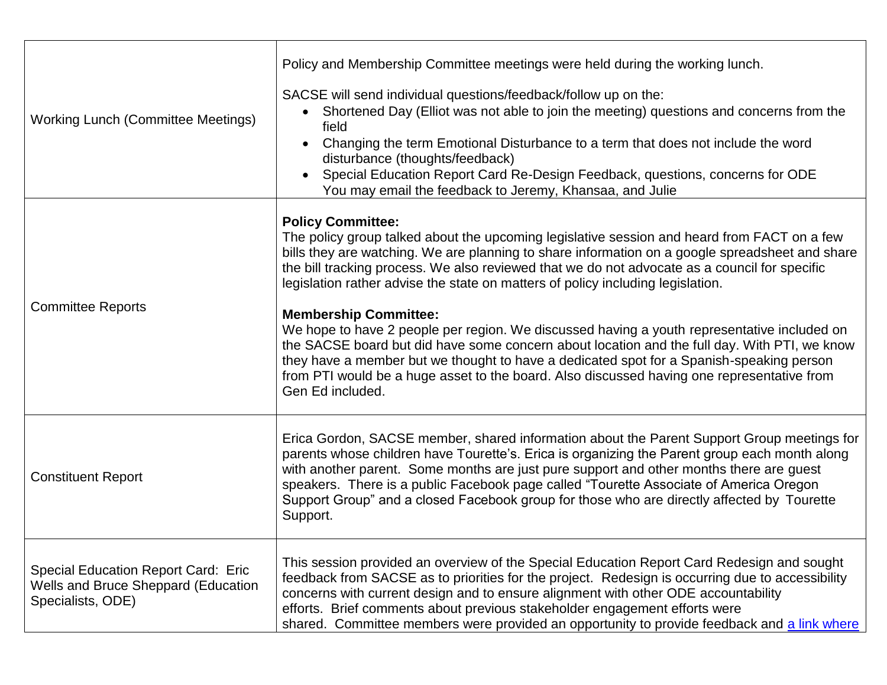| | |
|---|---|
| Working Lunch (Committee Meetings) | Policy and Membership Committee meetings were held during the working lunch.<br><br>SACSE will send individual questions/feedback/follow up on the:<br>• Shortened Day (Elliot was not able to join the meeting) questions and concerns from the field<br>• Changing the term Emotional Disturbance to a term that does not include the word disturbance (thoughts/feedback)<br>• Special Education Report Card Re-Design Feedback, questions, concerns for ODE You may email the feedback to Jeremy, Khansaa, and Julie |
| Committee Reports | **Policy Committee:**<br>The policy group talked about the upcoming legislative session and heard from FACT on a few bills they are watching. We are planning to share information on a google spreadsheet and share the bill tracking process. We also reviewed that we do not advocate as a council for specific legislation rather advise the state on matters of policy including legislation.<br><br>**Membership Committee:**<br>We hope to have 2 people per region. We discussed having a youth representative included on the SACSE board but did have some concern about location and the full day. With PTI, we know they have a member but we thought to have a dedicated spot for a Spanish-speaking person from PTI would be a huge asset to the board. Also discussed having one representative from Gen Ed included. |
| Constituent Report | Erica Gordon, SACSE member, shared information about the Parent Support Group meetings for parents whose children have Tourette's. Erica is organizing the Parent group each month along with another parent. Some months are just pure support and other months there are guest speakers. There is a public Facebook page called "Tourette Associate of America Oregon Support Group" and a closed Facebook group for those who are directly affected by Tourette Support. |
| Special Education Report Card: Eric Wells and Bruce Sheppard (Education Specialists, ODE) | This session provided an overview of the Special Education Report Card Redesign and sought feedback from SACSE as to priorities for the project. Redesign is occurring due to accessibility concerns with current design and to ensure alignment with other ODE accountability efforts. Brief comments about previous stakeholder engagement efforts were shared. Committee members were provided an opportunity to provide feedback and a link where |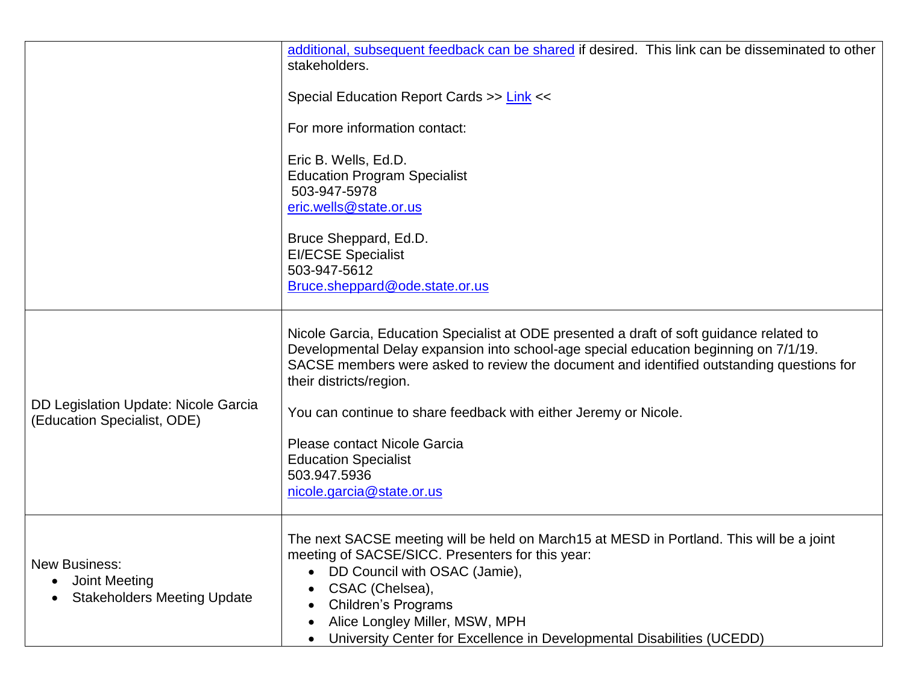| | |
|---|---|
| | additional, subsequent feedback can be shared if desired. This link can be disseminated to other stakeholders.<br><br>Special Education Report Cards >> Link <<<br><br>For more information contact:<br><br>Eric B. Wells, Ed.D.<br>Education Program Specialist<br>503-947-5978<br>eric.wells@state.or.us<br><br>Bruce Sheppard, Ed.D.<br>EI/ECSE Specialist<br>503-947-5612<br>Bruce.sheppard@ode.state.or.us |
| DD Legislation Update: Nicole Garcia (Education Specialist, ODE) | Nicole Garcia, Education Specialist at ODE presented a draft of soft guidance related to Developmental Delay expansion into school-age special education beginning on 7/1/19. SACSE members were asked to review the document and identified outstanding questions for their districts/region.<br><br>You can continue to share feedback with either Jeremy or Nicole.<br><br>Please contact Nicole Garcia<br>Education Specialist<br>503.947.5936<br>nicole.garcia@state.or.us |
| New Business:<br>• Joint Meeting<br>• Stakeholders Meeting Update | The next SACSE meeting will be held on March15 at MESD in Portland. This will be a joint meeting of SACSE/SICC. Presenters for this year:<br>• DD Council with OSAC (Jamie),<br>• CSAC (Chelsea),<br>• Children's Programs<br>• Alice Longley Miller, MSW, MPH<br>• University Center for Excellence in Developmental Disabilities (UCEDD) |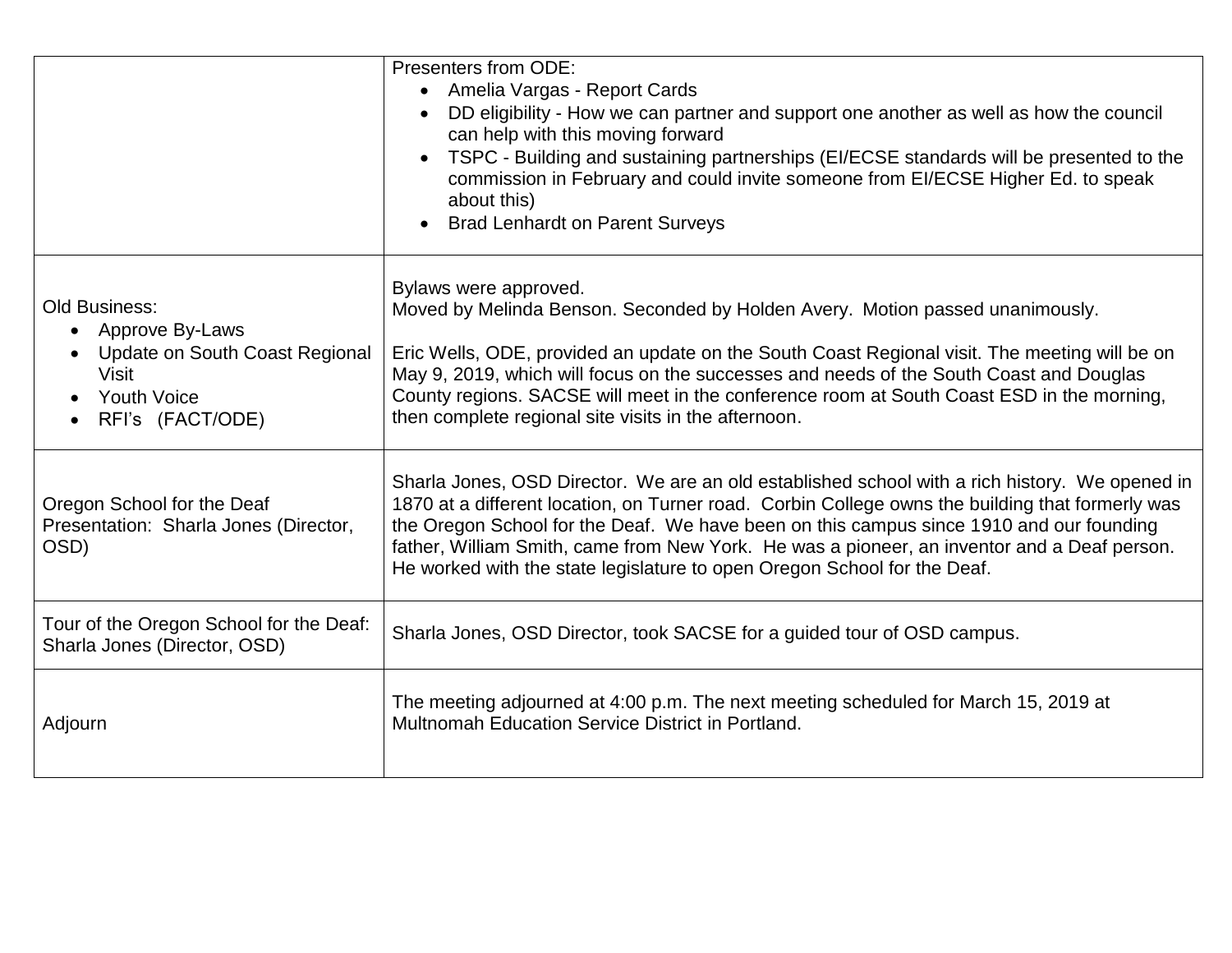| | |
|---|---|
| | Presenters from ODE:<br>• Amelia Vargas - Report Cards<br>• DD eligibility - How we can partner and support one another as well as how the council can help with this moving forward<br>• TSPC - Building and sustaining partnerships (EI/ECSE standards will be presented to the commission in February and could invite someone from EI/ECSE Higher Ed. to speak about this)<br>• Brad Lenhardt on Parent Surveys |
| Old Business:<br>• Approve By-Laws<br>• Update on South Coast Regional Visit<br>• Youth Voice<br>• RFI's (FACT/ODE) | Bylaws were approved.<br>Moved by Melinda Benson. Seconded by Holden Avery. Motion passed unanimously.<br><br>Eric Wells, ODE, provided an update on the South Coast Regional visit. The meeting will be on May 9, 2019, which will focus on the successes and needs of the South Coast and Douglas County regions. SACSE will meet in the conference room at South Coast ESD in the morning, then complete regional site visits in the afternoon. |
| Oregon School for the Deaf Presentation: Sharla Jones (Director, OSD) | Sharla Jones, OSD Director. We are an old established school with a rich history. We opened in 1870 at a different location, on Turner road. Corbin College owns the building that formerly was the Oregon School for the Deaf. We have been on this campus since 1910 and our founding father, William Smith, came from New York. He was a pioneer, an inventor and a Deaf person. He worked with the state legislature to open Oregon School for the Deaf. |
| Tour of the Oregon School for the Deaf: Sharla Jones (Director, OSD) | Sharla Jones, OSD Director, took SACSE for a guided tour of OSD campus. |
| Adjourn | The meeting adjourned at 4:00 p.m. The next meeting scheduled for March 15, 2019 at Multnomah Education Service District in Portland. |